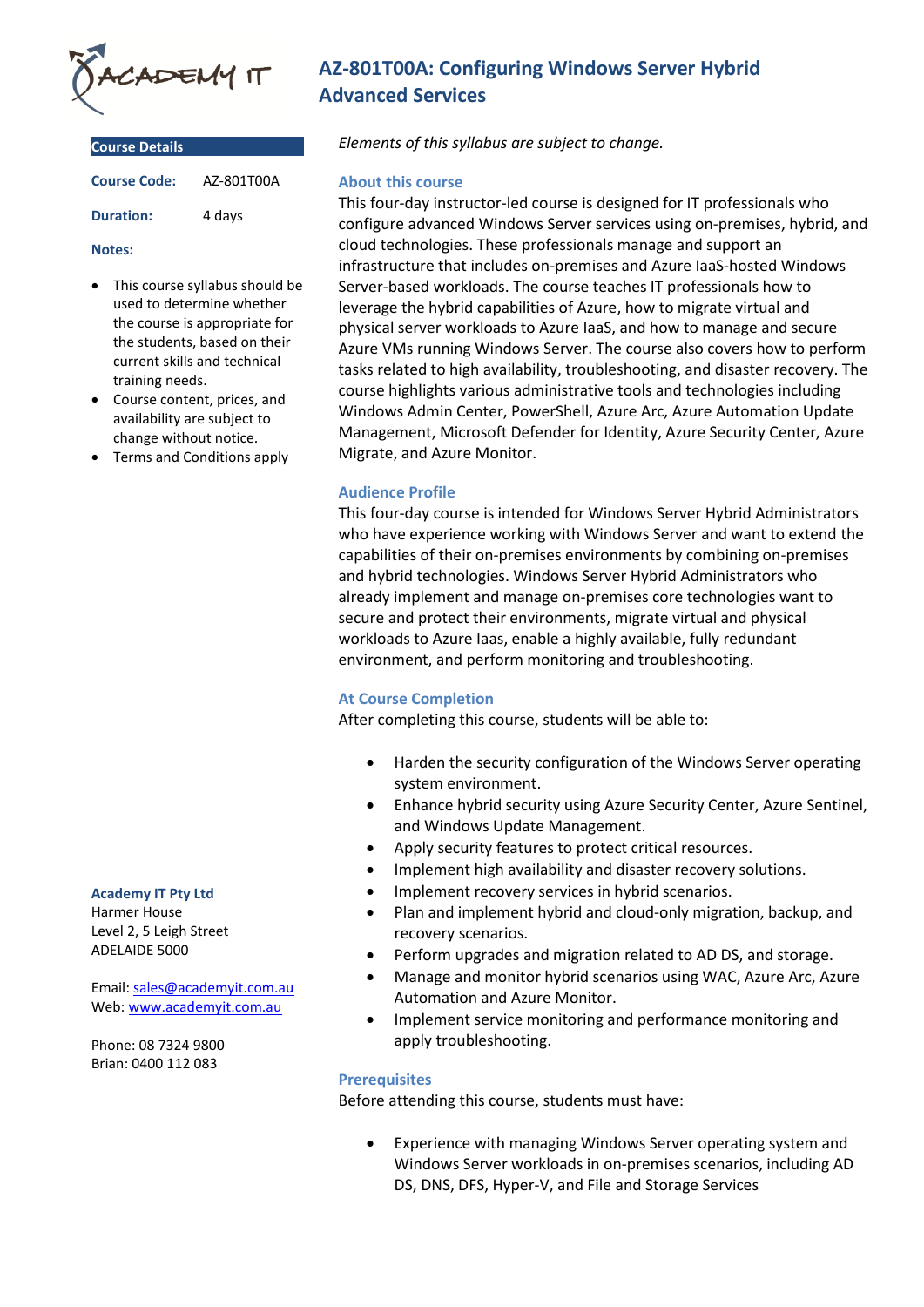# AZ-801T00A: Configuring Windows Server Hybrid Advanced Services

## Course Details

**Course Code:** AZ-801T00A

**Duration:** 4 days

**Notes:**

- This course syllabus should be used to determine whether the course is appropriate for the students, based on their current skills and technical training needs.
- Course content, prices, and availability are subject to change without notice.
- Terms and Conditions apply

**Academy IT Pty Ltd**
Harmer House
Level 2, 5 Leigh Street
ADELAIDE 5000

Email: sales@academyit.com.au
Web: www.academyit.com.au

Phone: 08 7324 9800
Brian: 0400 112 083

*Elements of this syllabus are subject to change.*

### About this course

This four-day instructor-led course is designed for IT professionals who configure advanced Windows Server services using on-premises, hybrid, and cloud technologies. These professionals manage and support an infrastructure that includes on-premises and Azure IaaS-hosted Windows Server-based workloads. The course teaches IT professionals how to leverage the hybrid capabilities of Azure, how to migrate virtual and physical server workloads to Azure IaaS, and how to manage and secure Azure VMs running Windows Server. The course also covers how to perform tasks related to high availability, troubleshooting, and disaster recovery. The course highlights various administrative tools and technologies including Windows Admin Center, PowerShell, Azure Arc, Azure Automation Update Management, Microsoft Defender for Identity, Azure Security Center, Azure Migrate, and Azure Monitor.

### Audience Profile

This four-day course is intended for Windows Server Hybrid Administrators who have experience working with Windows Server and want to extend the capabilities of their on-premises environments by combining on-premises and hybrid technologies. Windows Server Hybrid Administrators who already implement and manage on-premises core technologies want to secure and protect their environments, migrate virtual and physical workloads to Azure Iaas, enable a highly available, fully redundant environment, and perform monitoring and troubleshooting.

### At Course Completion

After completing this course, students will be able to:

- Harden the security configuration of the Windows Server operating system environment.
- Enhance hybrid security using Azure Security Center, Azure Sentinel, and Windows Update Management.
- Apply security features to protect critical resources.
- Implement high availability and disaster recovery solutions.
- Implement recovery services in hybrid scenarios.
- Plan and implement hybrid and cloud-only migration, backup, and recovery scenarios.
- Perform upgrades and migration related to AD DS, and storage.
- Manage and monitor hybrid scenarios using WAC, Azure Arc, Azure Automation and Azure Monitor.
- Implement service monitoring and performance monitoring and apply troubleshooting.

### Prerequisites

Before attending this course, students must have:

- Experience with managing Windows Server operating system and Windows Server workloads in on-premises scenarios, including AD DS, DNS, DFS, Hyper-V, and File and Storage Services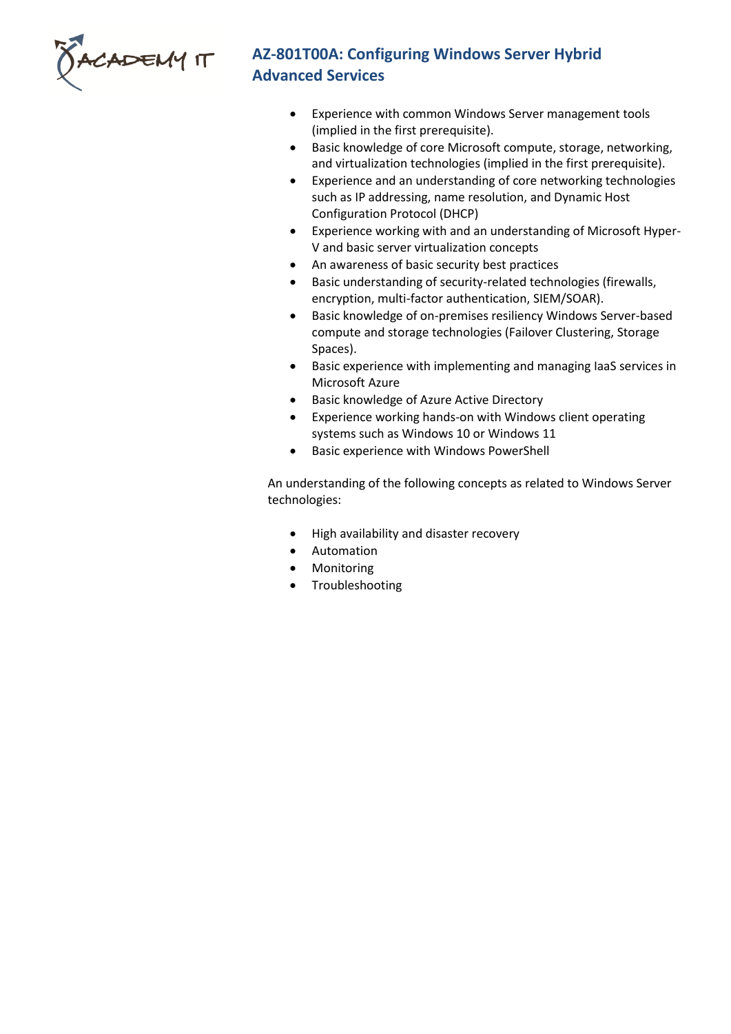- Experience with common Windows Server management tools (implied in the first prerequisite).
- Basic knowledge of core Microsoft compute, storage, networking, and virtualization technologies (implied in the first prerequisite).
- Experience and an understanding of core networking technologies such as IP addressing, name resolution, and Dynamic Host Configuration Protocol (DHCP)
- Experience working with and an understanding of Microsoft Hyper-V and basic server virtualization concepts
- An awareness of basic security best practices
- Basic understanding of security-related technologies (firewalls, encryption, multi-factor authentication, SIEM/SOAR).
- Basic knowledge of on-premises resiliency Windows Server-based compute and storage technologies (Failover Clustering, Storage Spaces).
- Basic experience with implementing and managing IaaS services in Microsoft Azure
- Basic knowledge of Azure Active Directory
- Experience working hands-on with Windows client operating systems such as Windows 10 or Windows 11
- Basic experience with Windows PowerShell

An understanding of the following concepts as related to Windows Server technologies:

- High availability and disaster recovery
- Automation
- Monitoring
- Troubleshooting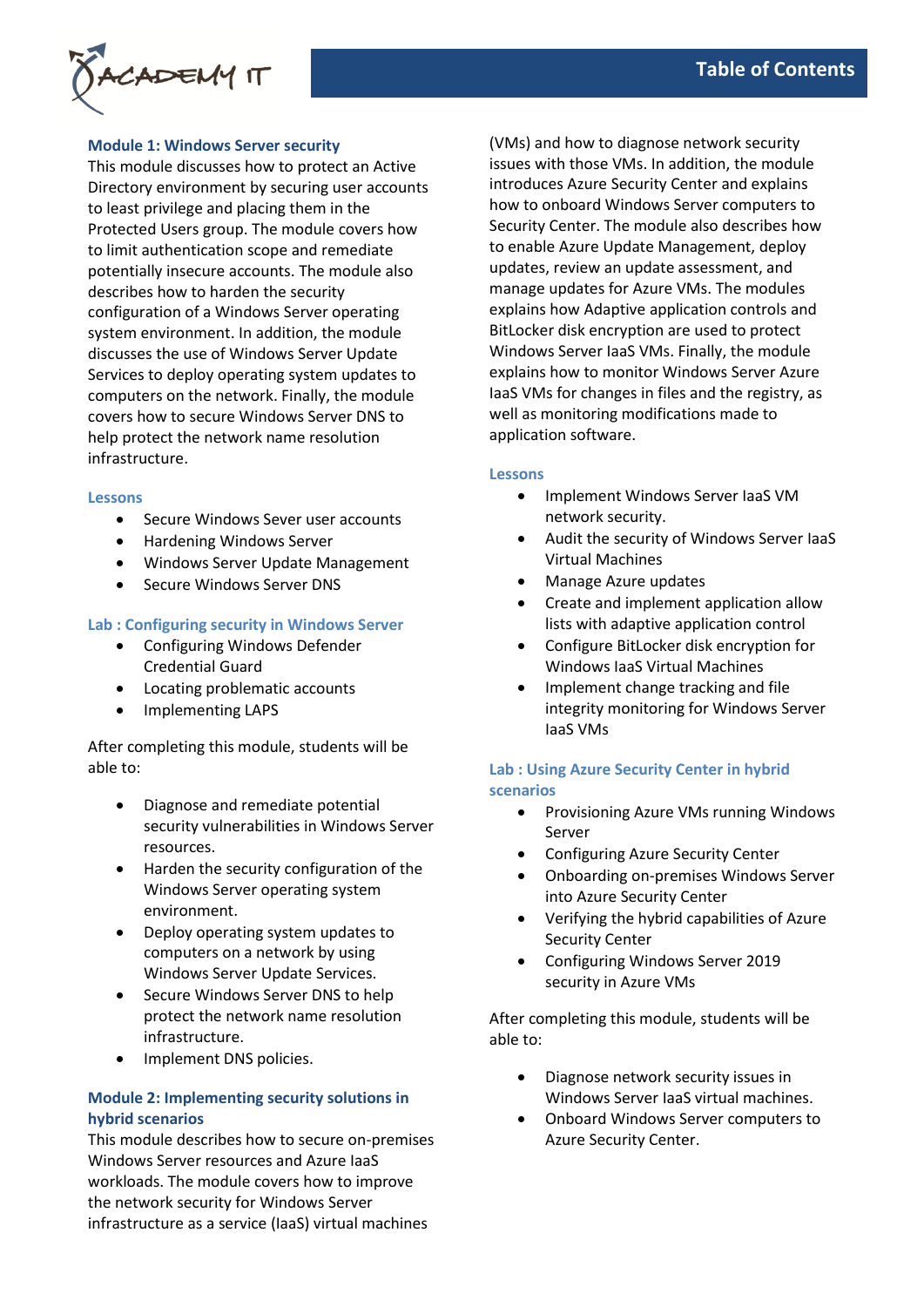### Module 1: Windows Server security

This module discusses how to protect an Active Directory environment by securing user accounts to least privilege and placing them in the Protected Users group. The module covers how to limit authentication scope and remediate potentially insecure accounts. The module also describes how to harden the security configuration of a Windows Server operating system environment. In addition, the module discusses the use of Windows Server Update Services to deploy operating system updates to computers on the network. Finally, the module covers how to secure Windows Server DNS to help protect the network name resolution infrastructure.

#### Lessons

- Secure Windows Server user accounts
- Hardening Windows Server
- Windows Server Update Management
- Secure Windows Server DNS

#### Lab : Configuring security in Windows Server

- Configuring Windows Defender Credential Guard
- Locating problematic accounts
- Implementing LAPS

After completing this module, students will be able to:

- Diagnose and remediate potential security vulnerabilities in Windows Server resources.
- Harden the security configuration of the Windows Server operating system environment.
- Deploy operating system updates to computers on a network by using Windows Server Update Services.
- Secure Windows Server DNS to help protect the network name resolution infrastructure.
- Implement DNS policies.

### Module 2: Implementing security solutions in hybrid scenarios

This module describes how to secure on-premises Windows Server resources and Azure IaaS workloads. The module covers how to improve the network security for Windows Server infrastructure as a service (IaaS) virtual machines (VMs) and how to diagnose network security issues with those VMs. In addition, the module introduces Azure Security Center and explains how to onboard Windows Server computers to Security Center. The module also describes how to enable Azure Update Management, deploy updates, review an update assessment, and manage updates for Azure VMs. The modules explains how Adaptive application controls and BitLocker disk encryption are used to protect Windows Server IaaS VMs. Finally, the module explains how to monitor Windows Server Azure IaaS VMs for changes in files and the registry, as well as monitoring modifications made to application software.

#### Lessons

- Implement Windows Server IaaS VM network security.
- Audit the security of Windows Server IaaS Virtual Machines
- Manage Azure updates
- Create and implement application allow lists with adaptive application control
- Configure BitLocker disk encryption for Windows IaaS Virtual Machines
- Implement change tracking and file integrity monitoring for Windows Server IaaS VMs

#### Lab : Using Azure Security Center in hybrid scenarios

- Provisioning Azure VMs running Windows Server
- Configuring Azure Security Center
- Onboarding on-premises Windows Server into Azure Security Center
- Verifying the hybrid capabilities of Azure Security Center
- Configuring Windows Server 2019 security in Azure VMs

After completing this module, students will be able to:

- Diagnose network security issues in Windows Server IaaS virtual machines.
- Onboard Windows Server computers to Azure Security Center.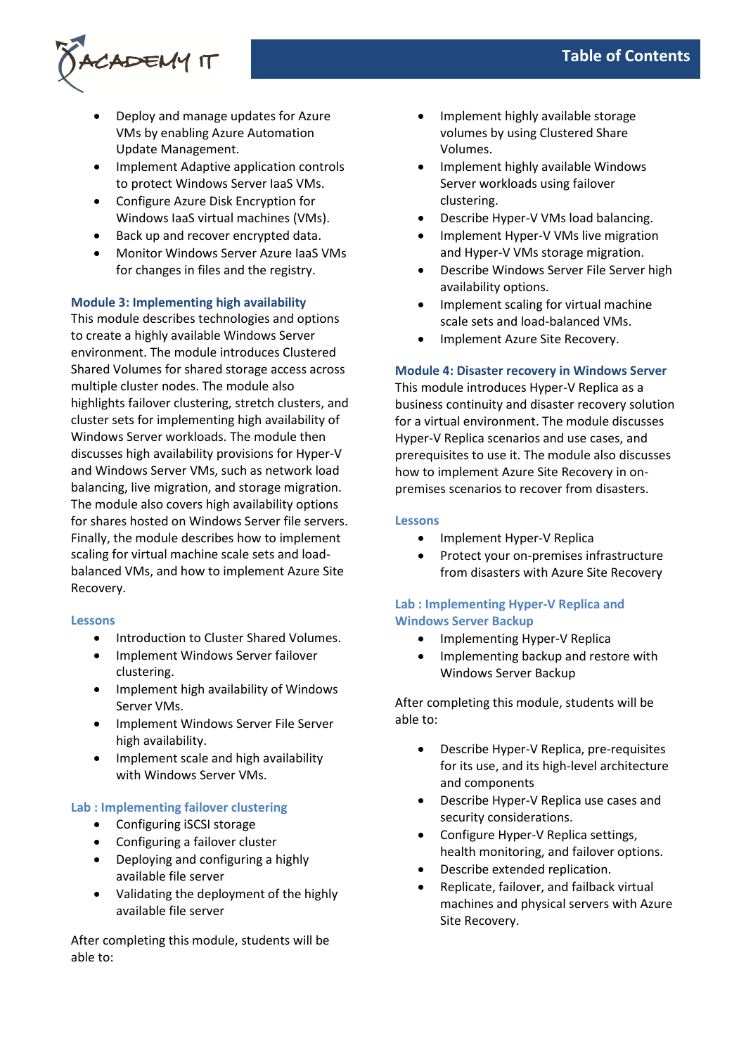- Deploy and manage updates for Azure VMs by enabling Azure Automation Update Management.
- Implement Adaptive application controls to protect Windows Server IaaS VMs.
- Configure Azure Disk Encryption for Windows IaaS virtual machines (VMs).
- Back up and recover encrypted data.
- Monitor Windows Server Azure IaaS VMs for changes in files and the registry.

### Module 3: Implementing high availability

This module describes technologies and options to create a highly available Windows Server environment. The module introduces Clustered Shared Volumes for shared storage access across multiple cluster nodes. The module also highlights failover clustering, stretch clusters, and cluster sets for implementing high availability of Windows Server workloads. The module then discusses high availability provisions for Hyper-V and Windows Server VMs, such as network load balancing, live migration, and storage migration. The module also covers high availability options for shares hosted on Windows Server file servers. Finally, the module describes how to implement scaling for virtual machine scale sets and load-balanced VMs, and how to implement Azure Site Recovery.

#### Lessons

- Introduction to Cluster Shared Volumes.
- Implement Windows Server failover clustering.
- Implement high availability of Windows Server VMs.
- Implement Windows Server File Server high availability.
- Implement scale and high availability with Windows Server VMs.

#### Lab : Implementing failover clustering

- Configuring iSCSI storage
- Configuring a failover cluster
- Deploying and configuring a highly available file server
- Validating the deployment of the highly available file server

After completing this module, students will be able to:

- Implement highly available storage volumes by using Clustered Share Volumes.
- Implement highly available Windows Server workloads using failover clustering.
- Describe Hyper-V VMs load balancing.
- Implement Hyper-V VMs live migration and Hyper-V VMs storage migration.
- Describe Windows Server File Server high availability options.
- Implement scaling for virtual machine scale sets and load-balanced VMs.
- Implement Azure Site Recovery.

### Module 4: Disaster recovery in Windows Server

This module introduces Hyper-V Replica as a business continuity and disaster recovery solution for a virtual environment. The module discusses Hyper-V Replica scenarios and use cases, and prerequisites to use it. The module also discusses how to implement Azure Site Recovery in on-premises scenarios to recover from disasters.

#### Lessons

- Implement Hyper-V Replica
- Protect your on-premises infrastructure from disasters with Azure Site Recovery

#### Lab : Implementing Hyper-V Replica and Windows Server Backup

- Implementing Hyper-V Replica
- Implementing backup and restore with Windows Server Backup

After completing this module, students will be able to:

- Describe Hyper-V Replica, pre-requisites for its use, and its high-level architecture and components
- Describe Hyper-V Replica use cases and security considerations.
- Configure Hyper-V Replica settings, health monitoring, and failover options.
- Describe extended replication.
- Replicate, failover, and failback virtual machines and physical servers with Azure Site Recovery.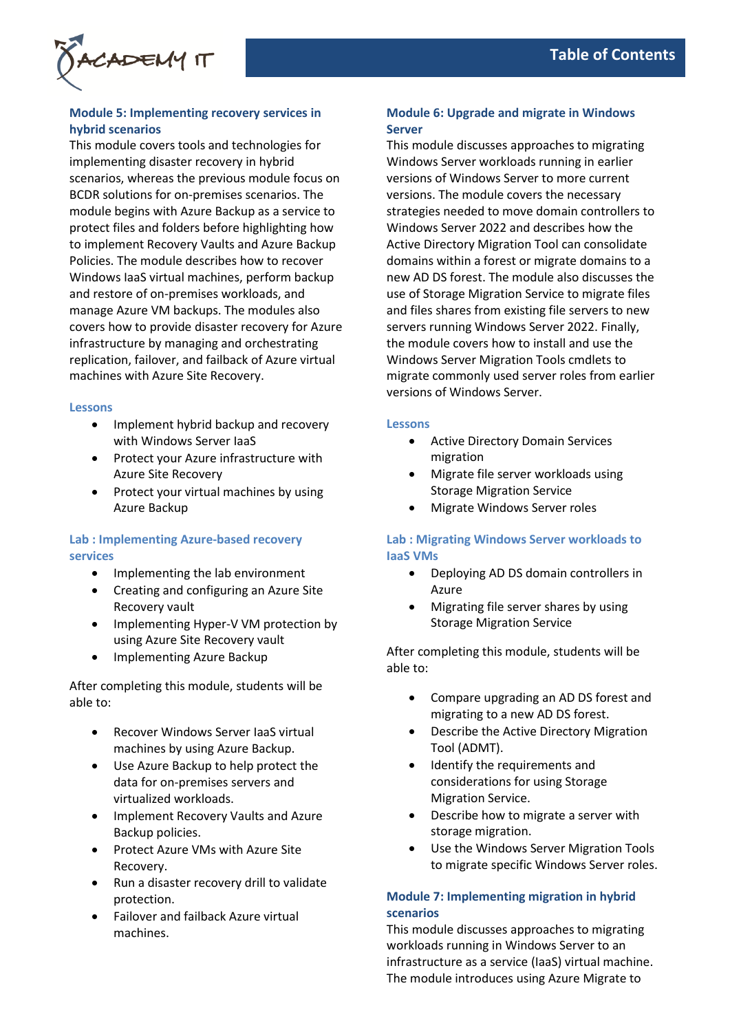## Module 5: Implementing recovery services in hybrid scenarios

This module covers tools and technologies for implementing disaster recovery in hybrid scenarios, whereas the previous module focus on BCDR solutions for on-premises scenarios. The module begins with Azure Backup as a service to protect files and folders before highlighting how to implement Recovery Vaults and Azure Backup Policies. The module describes how to recover Windows IaaS virtual machines, perform backup and restore of on-premises workloads, and manage Azure VM backups. The modules also covers how to provide disaster recovery for Azure infrastructure by managing and orchestrating replication, failover, and failback of Azure virtual machines with Azure Site Recovery.

### Lessons

- Implement hybrid backup and recovery with Windows Server IaaS
- Protect your Azure infrastructure with Azure Site Recovery
- Protect your virtual machines by using Azure Backup

### Lab : Implementing Azure-based recovery services

- Implementing the lab environment
- Creating and configuring an Azure Site Recovery vault
- Implementing Hyper-V VM protection by using Azure Site Recovery vault
- Implementing Azure Backup

After completing this module, students will be able to:

- Recover Windows Server IaaS virtual machines by using Azure Backup.
- Use Azure Backup to help protect the data for on-premises servers and virtualized workloads.
- Implement Recovery Vaults and Azure Backup policies.
- Protect Azure VMs with Azure Site Recovery.
- Run a disaster recovery drill to validate protection.
- Failover and failback Azure virtual machines.

## Module 6: Upgrade and migrate in Windows Server

This module discusses approaches to migrating Windows Server workloads running in earlier versions of Windows Server to more current versions. The module covers the necessary strategies needed to move domain controllers to Windows Server 2022 and describes how the Active Directory Migration Tool can consolidate domains within a forest or migrate domains to a new AD DS forest. The module also discusses the use of Storage Migration Service to migrate files and files shares from existing file servers to new servers running Windows Server 2022. Finally, the module covers how to install and use the Windows Server Migration Tools cmdlets to migrate commonly used server roles from earlier versions of Windows Server.

### Lessons

- Active Directory Domain Services migration
- Migrate file server workloads using Storage Migration Service
- Migrate Windows Server roles

### Lab : Migrating Windows Server workloads to IaaS VMs

- Deploying AD DS domain controllers in Azure
- Migrating file server shares by using Storage Migration Service

After completing this module, students will be able to:

- Compare upgrading an AD DS forest and migrating to a new AD DS forest.
- Describe the Active Directory Migration Tool (ADMT).
- Identify the requirements and considerations for using Storage Migration Service.
- Describe how to migrate a server with storage migration.
- Use the Windows Server Migration Tools to migrate specific Windows Server roles.

## Module 7: Implementing migration in hybrid scenarios

This module discusses approaches to migrating workloads running in Windows Server to an infrastructure as a service (IaaS) virtual machine. The module introduces using Azure Migrate to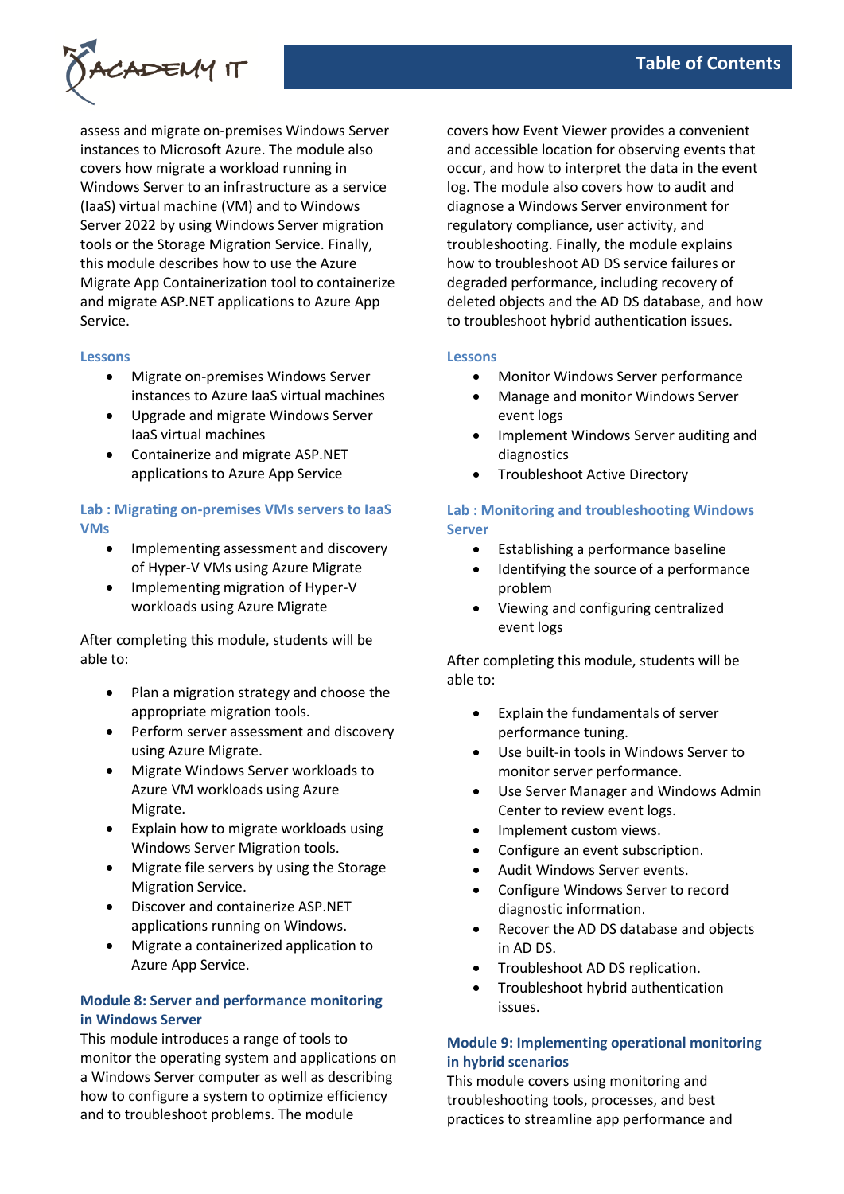assess and migrate on-premises Windows Server instances to Microsoft Azure. The module also covers how migrate a workload running in Windows Server to an infrastructure as a service (IaaS) virtual machine (VM) and to Windows Server 2022 by using Windows Server migration tools or the Storage Migration Service. Finally, this module describes how to use the Azure Migrate App Containerization tool to containerize and migrate ASP.NET applications to Azure App Service.

#### Lessons

- Migrate on-premises Windows Server instances to Azure IaaS virtual machines
- Upgrade and migrate Windows Server IaaS virtual machines
- Containerize and migrate ASP.NET applications to Azure App Service

#### Lab : Migrating on-premises VMs servers to IaaS VMs

- Implementing assessment and discovery of Hyper-V VMs using Azure Migrate
- Implementing migration of Hyper-V workloads using Azure Migrate

After completing this module, students will be able to:

- Plan a migration strategy and choose the appropriate migration tools.
- Perform server assessment and discovery using Azure Migrate.
- Migrate Windows Server workloads to Azure VM workloads using Azure Migrate.
- Explain how to migrate workloads using Windows Server Migration tools.
- Migrate file servers by using the Storage Migration Service.
- Discover and containerize ASP.NET applications running on Windows.
- Migrate a containerized application to Azure App Service.

### Module 8: Server and performance monitoring in Windows Server

This module introduces a range of tools to monitor the operating system and applications on a Windows Server computer as well as describing how to configure a system to optimize efficiency and to troubleshoot problems. The module covers how Event Viewer provides a convenient and accessible location for observing events that occur, and how to interpret the data in the event log. The module also covers how to audit and diagnose a Windows Server environment for regulatory compliance, user activity, and troubleshooting. Finally, the module explains how to troubleshoot AD DS service failures or degraded performance, including recovery of deleted objects and the AD DS database, and how to troubleshoot hybrid authentication issues.

#### Lessons

- Monitor Windows Server performance
- Manage and monitor Windows Server event logs
- Implement Windows Server auditing and diagnostics
- Troubleshoot Active Directory

#### Lab : Monitoring and troubleshooting Windows Server

- Establishing a performance baseline
- Identifying the source of a performance problem
- Viewing and configuring centralized event logs

After completing this module, students will be able to:

- Explain the fundamentals of server performance tuning.
- Use built-in tools in Windows Server to monitor server performance.
- Use Server Manager and Windows Admin Center to review event logs.
- Implement custom views.
- Configure an event subscription.
- Audit Windows Server events.
- Configure Windows Server to record diagnostic information.
- Recover the AD DS database and objects in AD DS.
- Troubleshoot AD DS replication.
- Troubleshoot hybrid authentication issues.

### Module 9: Implementing operational monitoring in hybrid scenarios

This module covers using monitoring and troubleshooting tools, processes, and best practices to streamline app performance and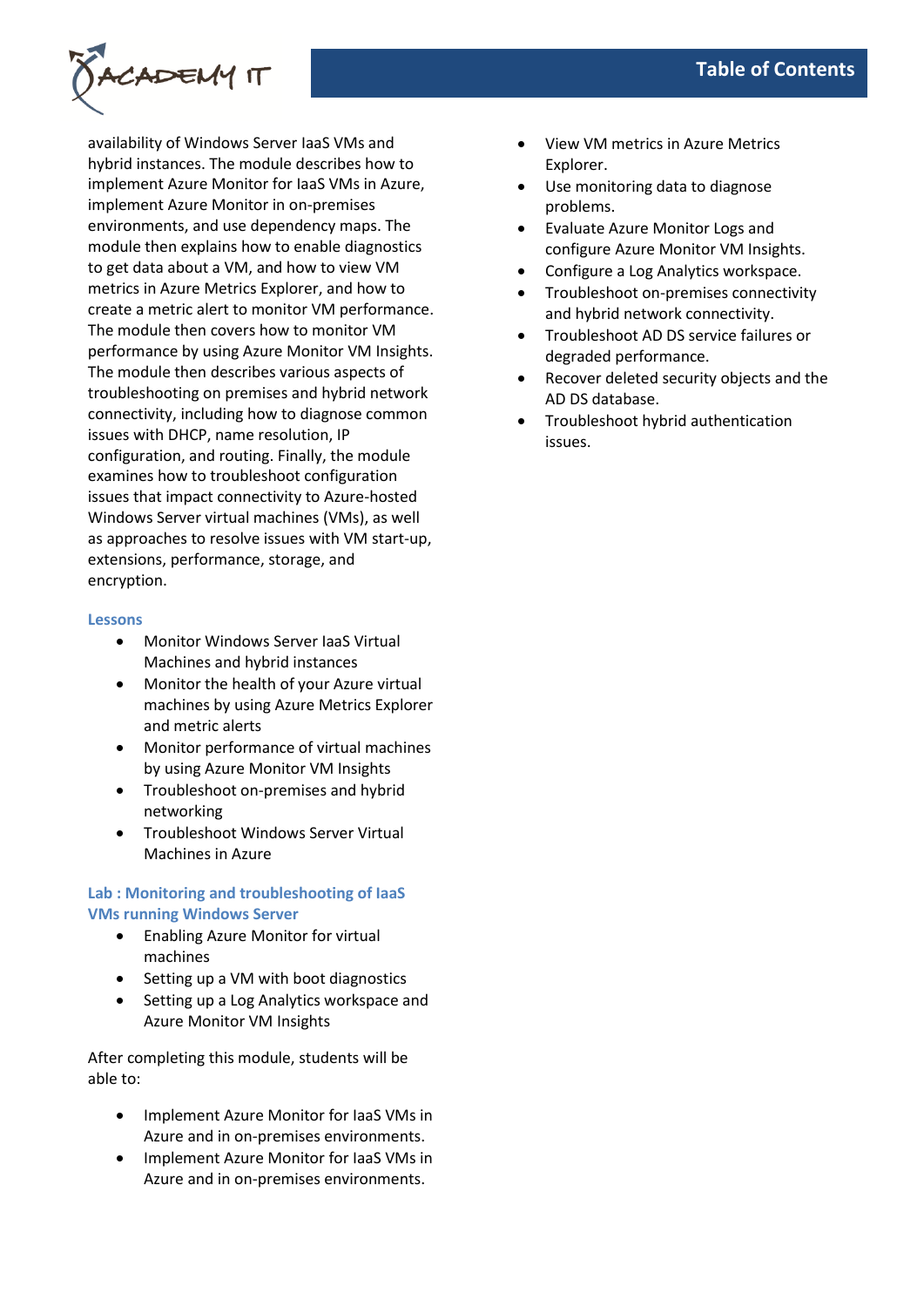availability of Windows Server IaaS VMs and hybrid instances. The module describes how to implement Azure Monitor for IaaS VMs in Azure, implement Azure Monitor in on-premises environments, and use dependency maps. The module then explains how to enable diagnostics to get data about a VM, and how to view VM metrics in Azure Metrics Explorer, and how to create a metric alert to monitor VM performance. The module then covers how to monitor VM performance by using Azure Monitor VM Insights. The module then describes various aspects of troubleshooting on premises and hybrid network connectivity, including how to diagnose common issues with DHCP, name resolution, IP configuration, and routing. Finally, the module examines how to troubleshoot configuration issues that impact connectivity to Azure-hosted Windows Server virtual machines (VMs), as well as approaches to resolve issues with VM start-up, extensions, performance, storage, and encryption.

### Lessons

- Monitor Windows Server IaaS Virtual Machines and hybrid instances
- Monitor the health of your Azure virtual machines by using Azure Metrics Explorer and metric alerts
- Monitor performance of virtual machines by using Azure Monitor VM Insights
- Troubleshoot on-premises and hybrid networking
- Troubleshoot Windows Server Virtual Machines in Azure

### Lab : Monitoring and troubleshooting of IaaS VMs running Windows Server

- Enabling Azure Monitor for virtual machines
- Setting up a VM with boot diagnostics
- Setting up a Log Analytics workspace and Azure Monitor VM Insights

After completing this module, students will be able to:

- Implement Azure Monitor for IaaS VMs in Azure and in on-premises environments.
- Implement Azure Monitor for IaaS VMs in Azure and in on-premises environments.
- View VM metrics in Azure Metrics Explorer.
- Use monitoring data to diagnose problems.
- Evaluate Azure Monitor Logs and configure Azure Monitor VM Insights.
- Configure a Log Analytics workspace.
- Troubleshoot on-premises connectivity and hybrid network connectivity.
- Troubleshoot AD DS service failures or degraded performance.
- Recover deleted security objects and the AD DS database.
- Troubleshoot hybrid authentication issues.